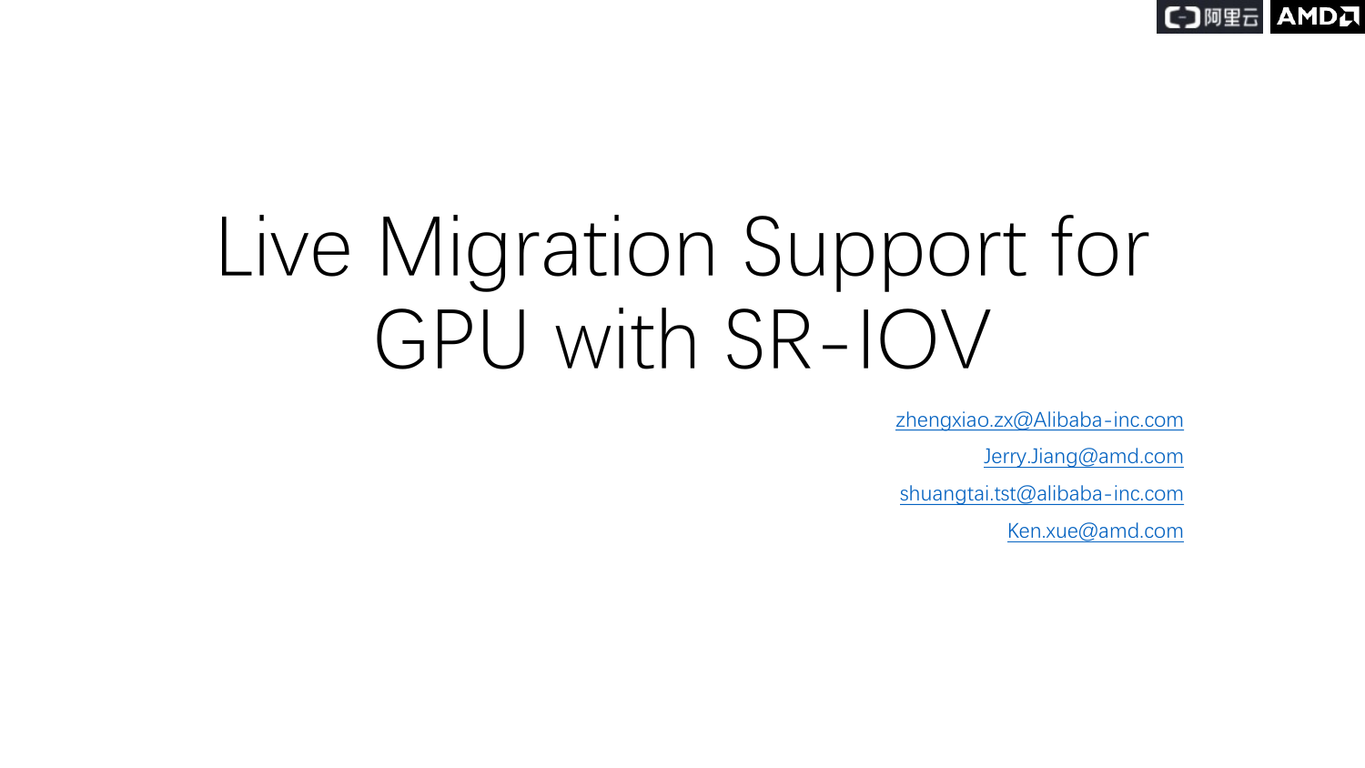# Live Migration Support for GPU with SR-IOV

zhengxiao.zx@Alibaba-inc.com

Jerry.Jiang@amd.com

shuangtai.tst@alibaba-inc.com

Ken.xue@amd.com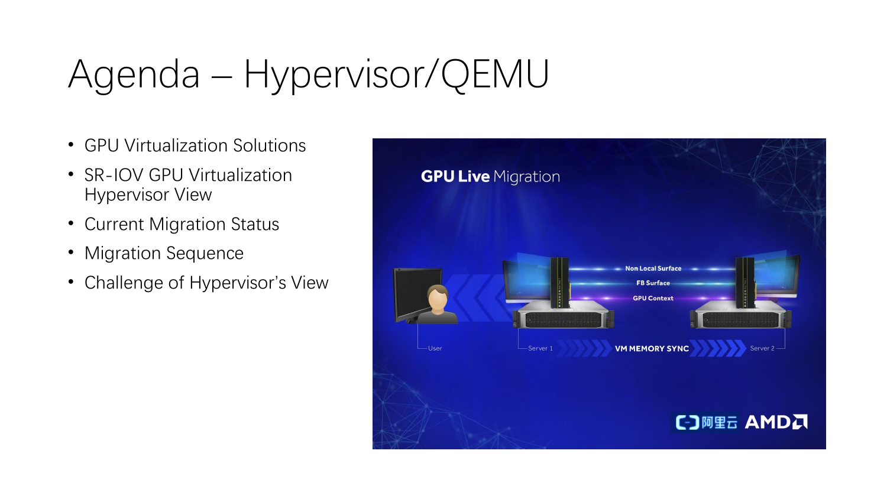# Agenda – Hypervisor/QEMU

- GPU Virtualization Solutions
- SR-IOV GPU Virtualization Hypervisor View
- Current Migration Status
- Migration Sequence
- Challenge of Hypervisor's View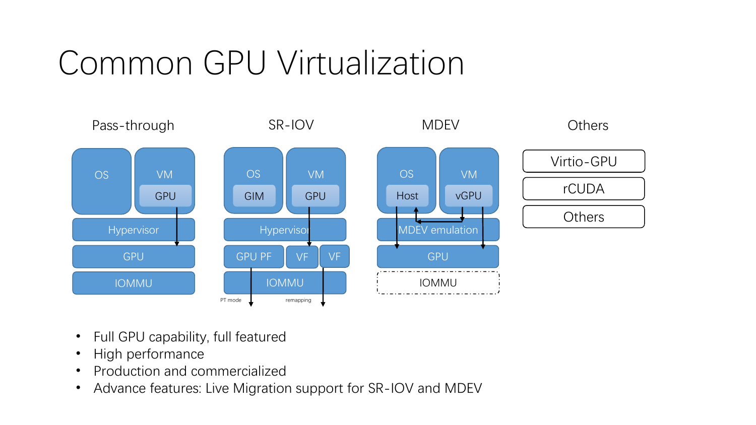# Common GPU Virtualization

| Pass-through | SR-IOV | MDEV | Others |
|---|---|---|---|
| OS / VM (GPU) | OS (GIM) / VM (GPU) | OS (Host) / VM (vGPU) | Virtio-GPU |
| Hypervisor | Hypervisor | MDEV emulation | rCUDA |
| GPU | GPU PF / VF / VF | GPU | Others |
| IOMMU | IOMMU (PT mode, remapping) | IOMMU | |

- Full GPU capability, full featured
- High performance
- Production and commercialized
- Advance features: Live Migration support for SR-IOV and MDEV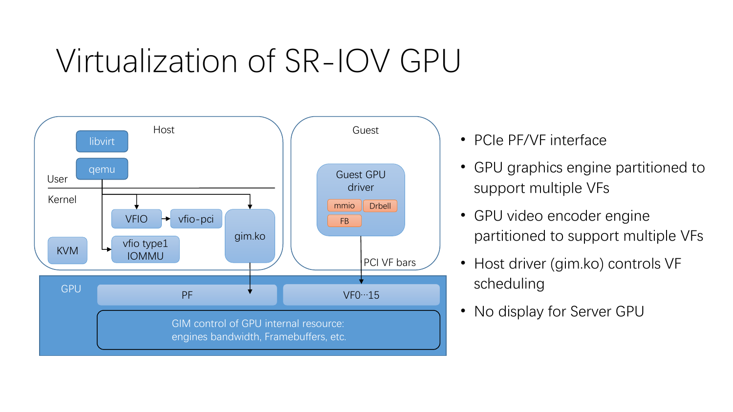# Virtualization of SR-IOV GPU

Host

libvirt

qemu

User

Kernel

VFIO

vfio-pci

gim.ko

KVM

vfio type1 IOMMU

Guest

Guest GPU driver

mmio

Drbell

FB

PCI VF bars

GPU

PF

VF0…15

GIM control of GPU internal resource: engines bandwidth, Framebuffers, etc.

- PCIe PF/VF interface
- GPU graphics engine partitioned to support multiple VFs
- GPU video encoder engine partitioned to support multiple VFs
- Host driver (gim.ko) controls VF scheduling
- No display for Server GPU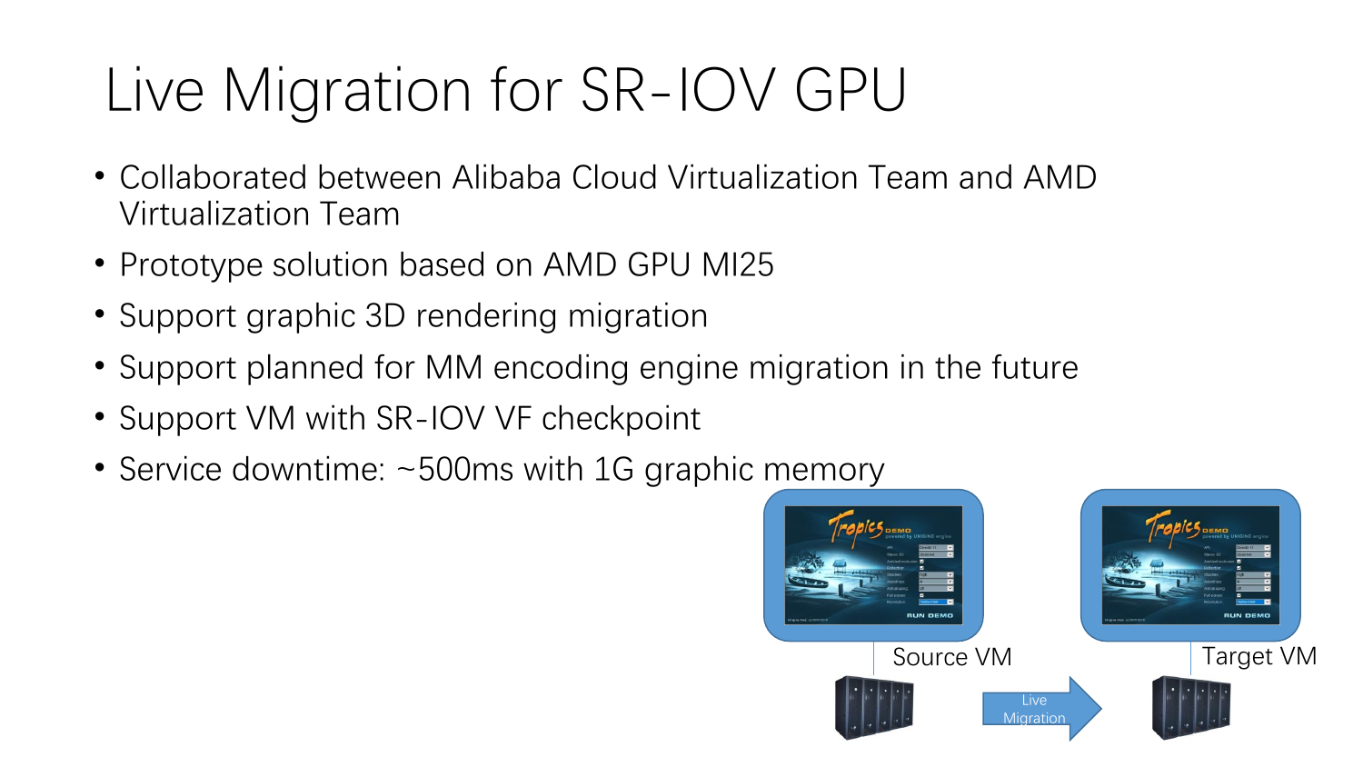# Live Migration for SR-IOV GPU

- Collaborated between Alibaba Cloud Virtualization Team and AMD Virtualization Team
- Prototype solution based on AMD GPU MI25
- Support graphic 3D rendering migration
- Support planned for MM encoding engine migration in the future
- Support VM with SR-IOV VF checkpoint
- Service downtime: ~500ms with 1G graphic memory

Source VM

Live Migration

Target VM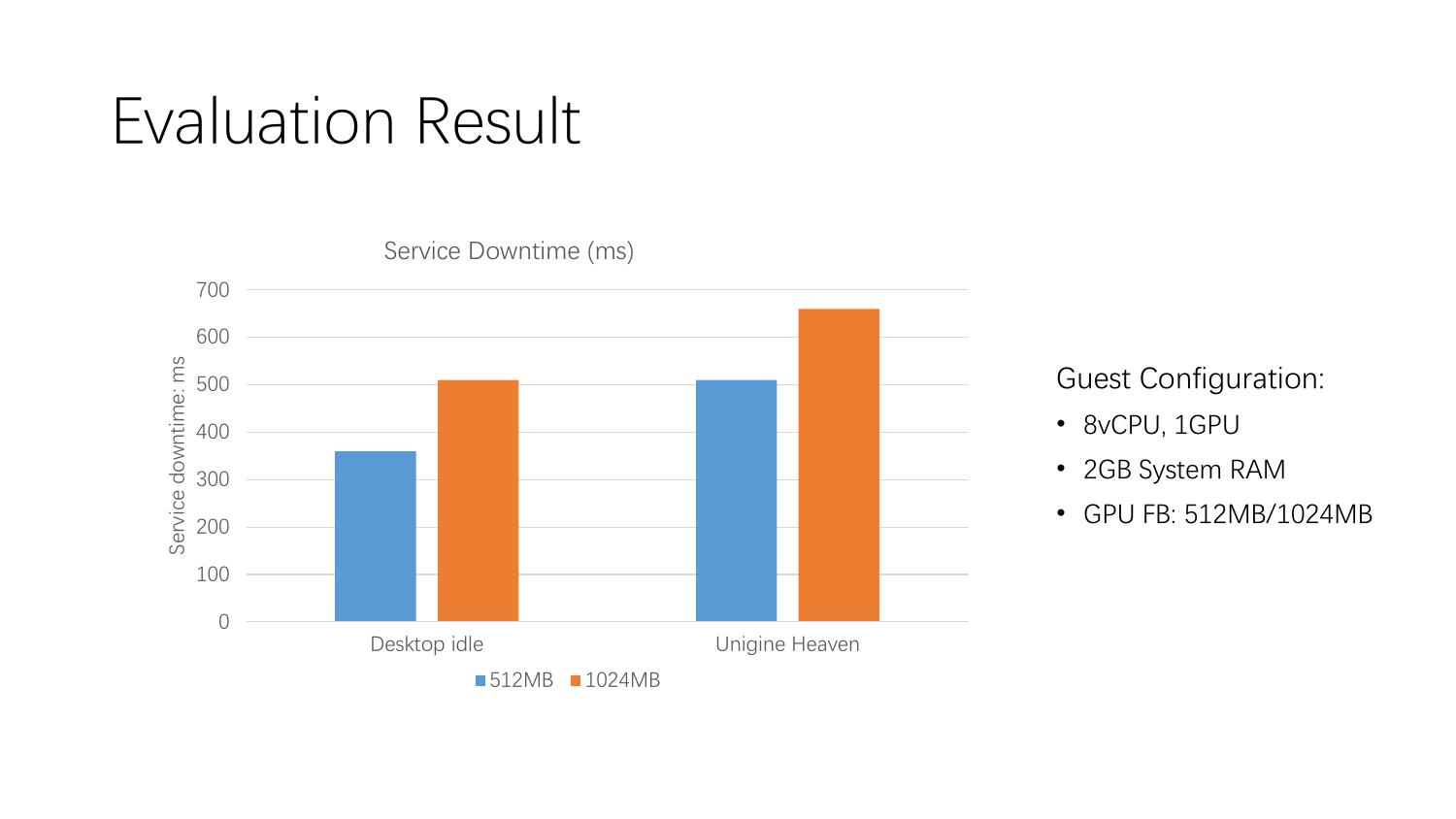# Evaluation Result

Service Downtime (ms)

| | 512MB | 1024MB |
|---|---|---|
| Desktop idle | 360 | 510 |
| Unigine Heaven | 510 | 660 |

Guest Configuration:

- 8vCPU, 1GPU
- 2GB System RAM
- GPU FB: 512MB/1024MB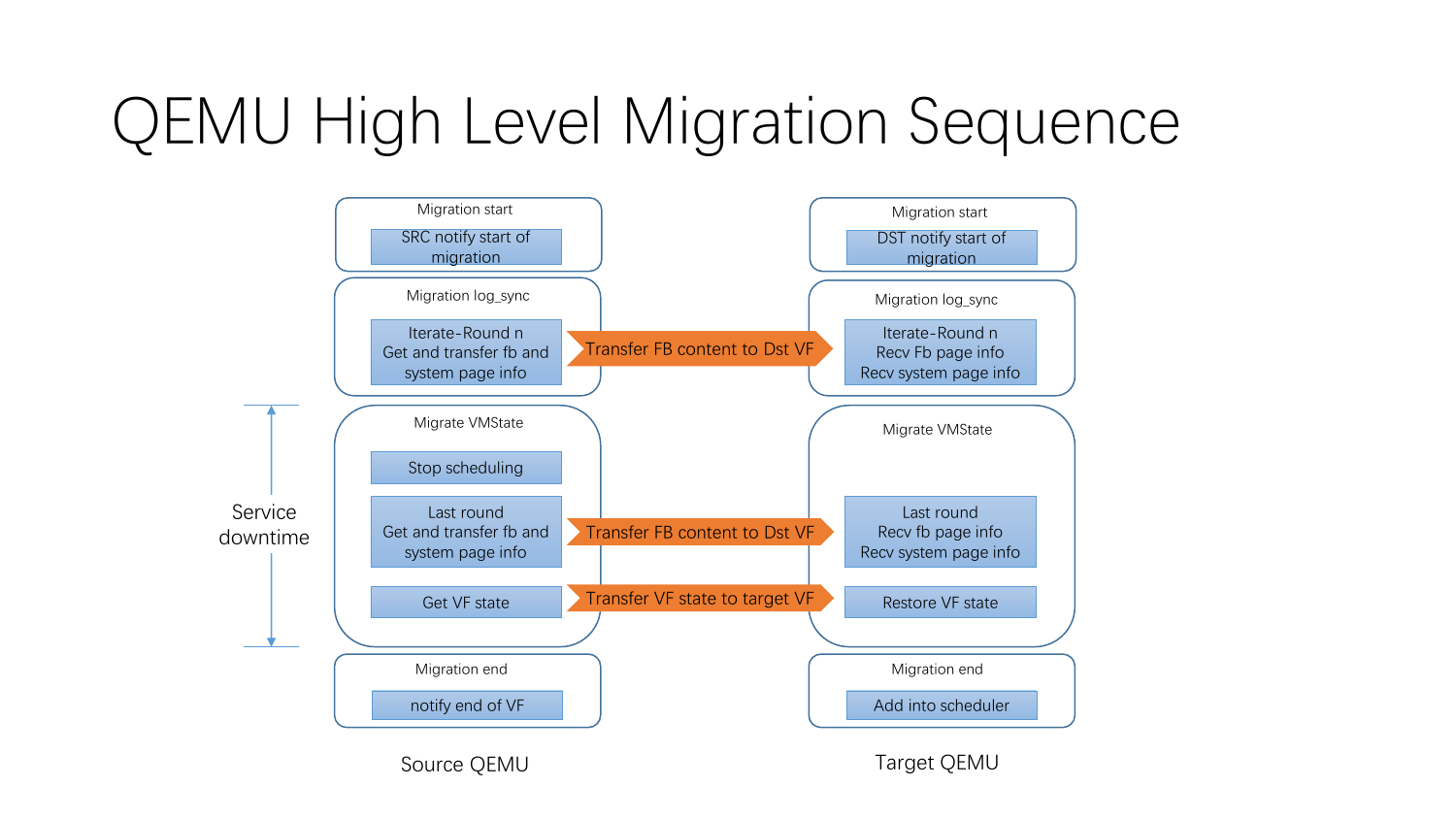# QEMU High Level Migration Sequence

**Source QEMU**

- **Migration start**
  - SRC notify start of migration
- **Migration log_sync**
  - Iterate-Round n: Get and transfer fb and system page info
- **Migrate VMState** *(Service downtime)*
  - Stop scheduling
  - Last round: Get and transfer fb and system page info
  - Get VF state
- **Migration end**
  - notify end of VF

**Transfers (Source → Target)**

- Transfer FB content to Dst VF (Migration log_sync)
- Transfer FB content to Dst VF (Migrate VMState, last round)
- Transfer VF state to target VF

**Target QEMU**

- **Migration start**
  - DST notify start of migration
- **Migration log_sync**
  - Iterate-Round n: Recv Fb page info, Recv system page info
- **Migrate VMState**
  - Last round: Recv fb page info, Recv system page info
  - Restore VF state
- **Migration end**
  - Add into scheduler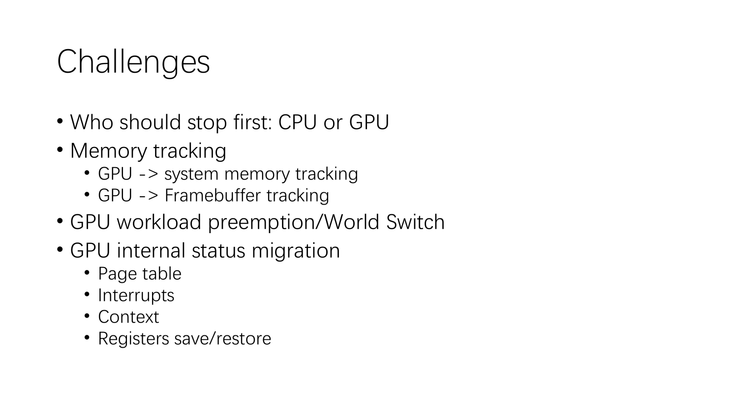# Challenges

- Who should stop first: CPU or GPU
- Memory tracking
  - GPU -> system memory tracking
  - GPU -> Framebuffer tracking
- GPU workload preemption/World Switch
- GPU internal status migration
  - Page table
  - Interrupts
  - Context
  - Registers save/restore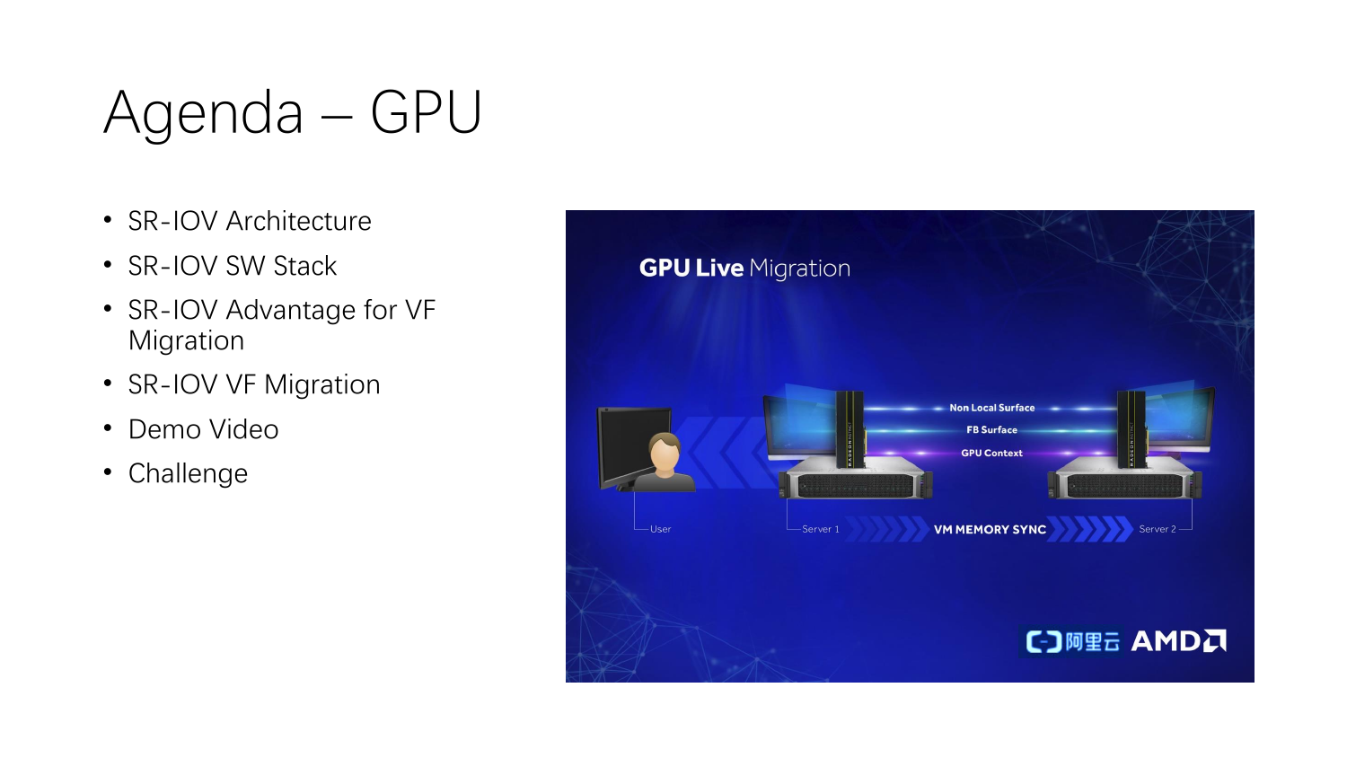# Agenda – GPU

- SR-IOV Architecture
- SR-IOV SW Stack
- SR-IOV Advantage for VF Migration
- SR-IOV VF Migration
- Demo Video
- Challenge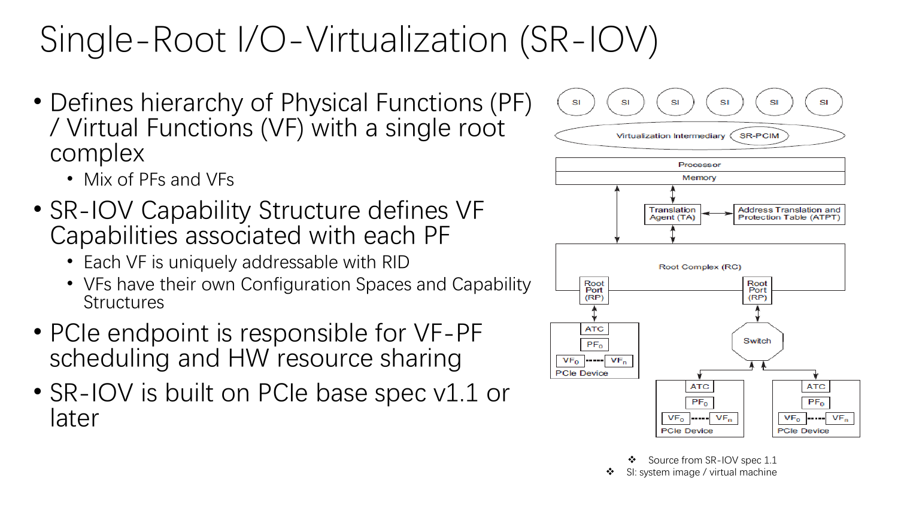# Single-Root I/O-Virtualization (SR-IOV)

- Defines hierarchy of Physical Functions (PF) / Virtual Functions (VF) with a single root complex
  - Mix of PFs and VFs
- SR-IOV Capability Structure defines VF Capabilities associated with each PF
  - Each VF is uniquely addressable with RID
  - VFs have their own Configuration Spaces and Capability Structures
- PCIe endpoint is responsible for VF-PF scheduling and HW resource sharing
- SR-IOV is built on PCIe base spec v1.1 or later

❖ Source from SR-IOV spec 1.1

❖ SI: system image / virtual machine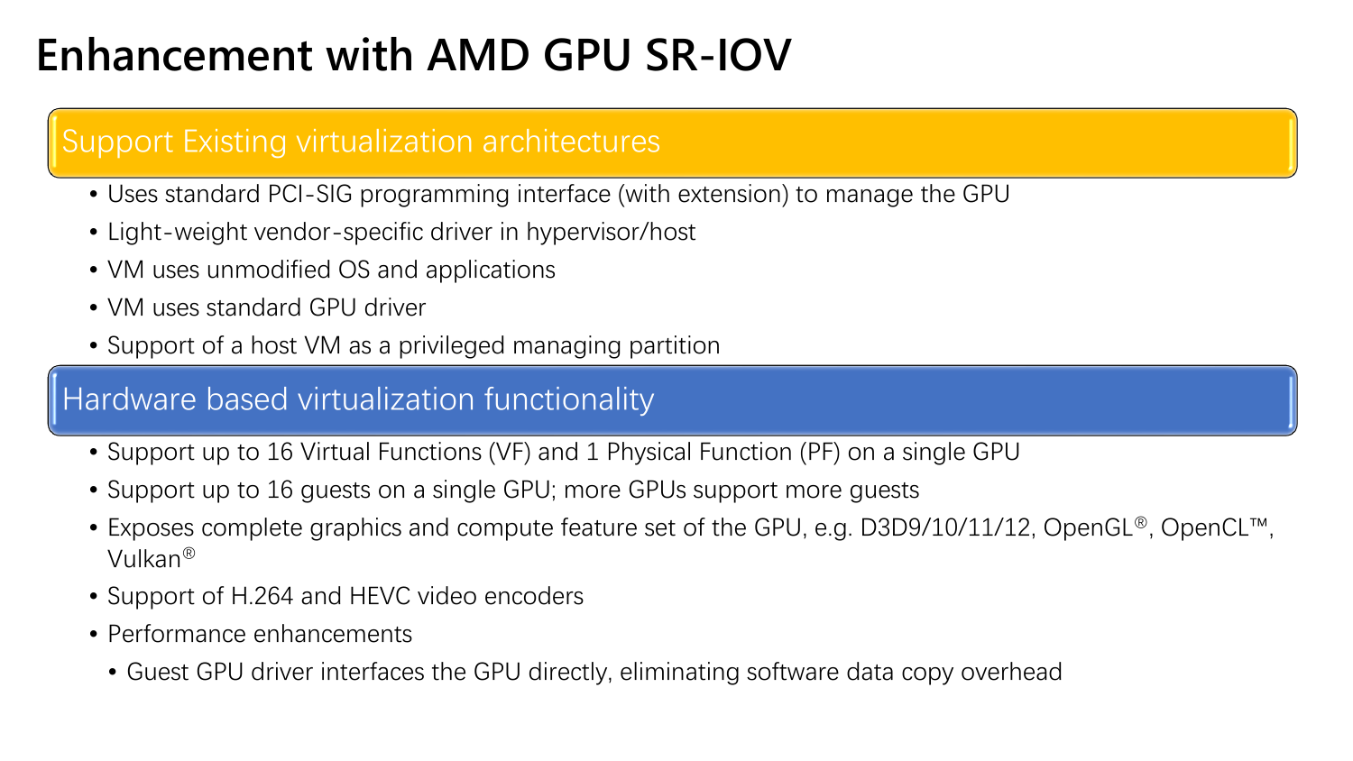# Enhancement with AMD GPU SR-IOV

## Support Existing virtualization architectures

- Uses standard PCI-SIG programming interface (with extension) to manage the GPU
- Light-weight vendor-specific driver in hypervisor/host
- VM uses unmodified OS and applications
- VM uses standard GPU driver
- Support of a host VM as a privileged managing partition

## Hardware based virtualization functionality

- Support up to 16 Virtual Functions (VF) and 1 Physical Function (PF) on a single GPU
- Support up to 16 guests on a single GPU; more GPUs support more guests
- Exposes complete graphics and compute feature set of the GPU, e.g. D3D9/10/11/12, OpenGL®, OpenCL™, Vulkan®
- Support of H.264 and HEVC video encoders
- Performance enhancements
  - Guest GPU driver interfaces the GPU directly, eliminating software data copy overhead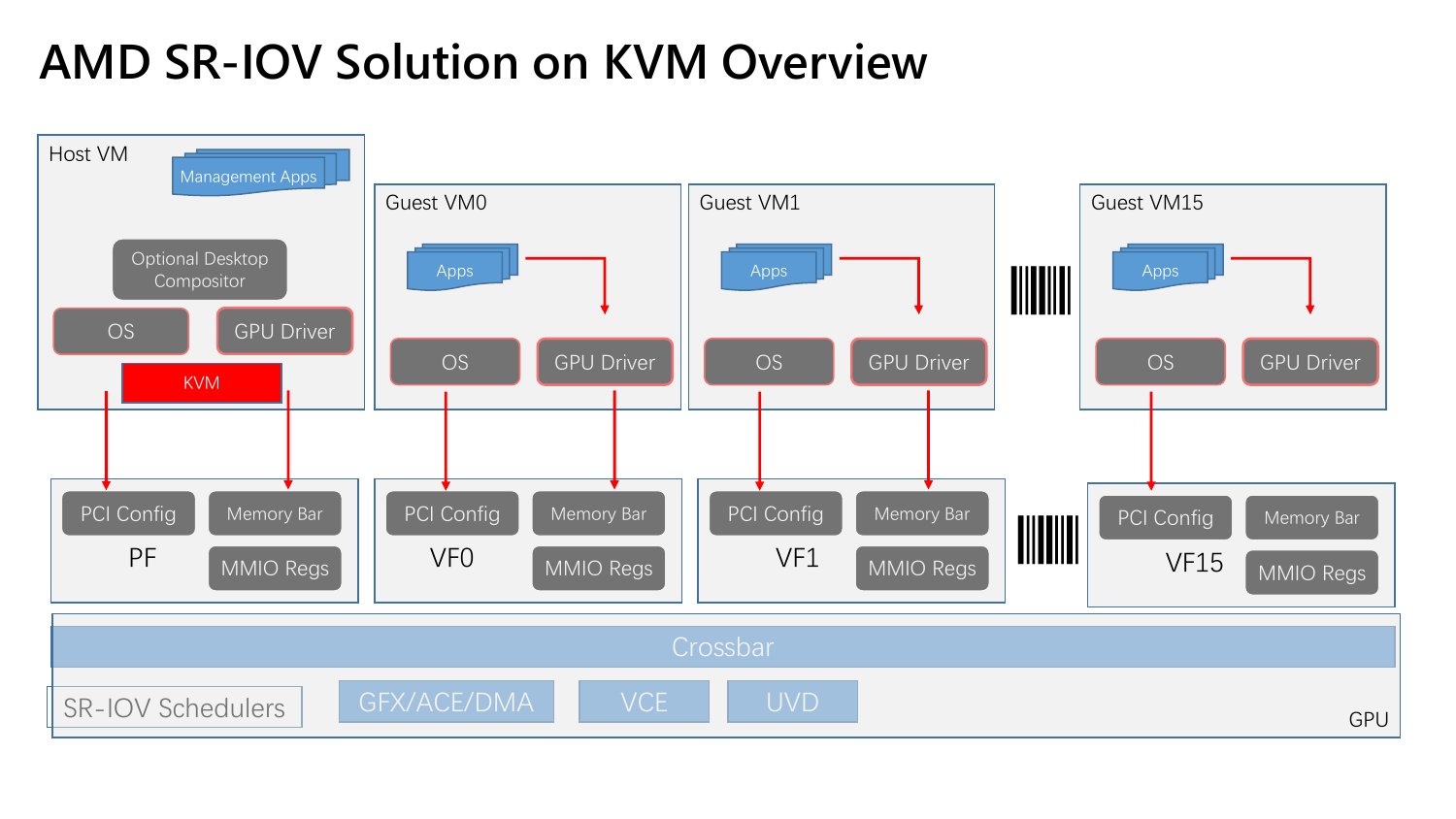# AMD SR-IOV Solution on KVM Overview

Host VM
- Management Apps
- Optional Desktop Compositor
- OS
- GPU Driver
- KVM

Guest VM0
- Apps
- OS
- GPU Driver

Guest VM1
- Apps
- OS
- GPU Driver

Guest VM15
- Apps
- OS
- GPU Driver

PF
- PCI Config
- Memory Bar
- MMIO Regs

VF0
- PCI Config
- Memory Bar
- MMIO Regs

VF1
- PCI Config
- Memory Bar
- MMIO Regs

VF15
- PCI Config
- Memory Bar
- MMIO Regs

GPU
- Crossbar
- SR-IOV Schedulers
- GFX/ACE/DMA
- VCE
- UVD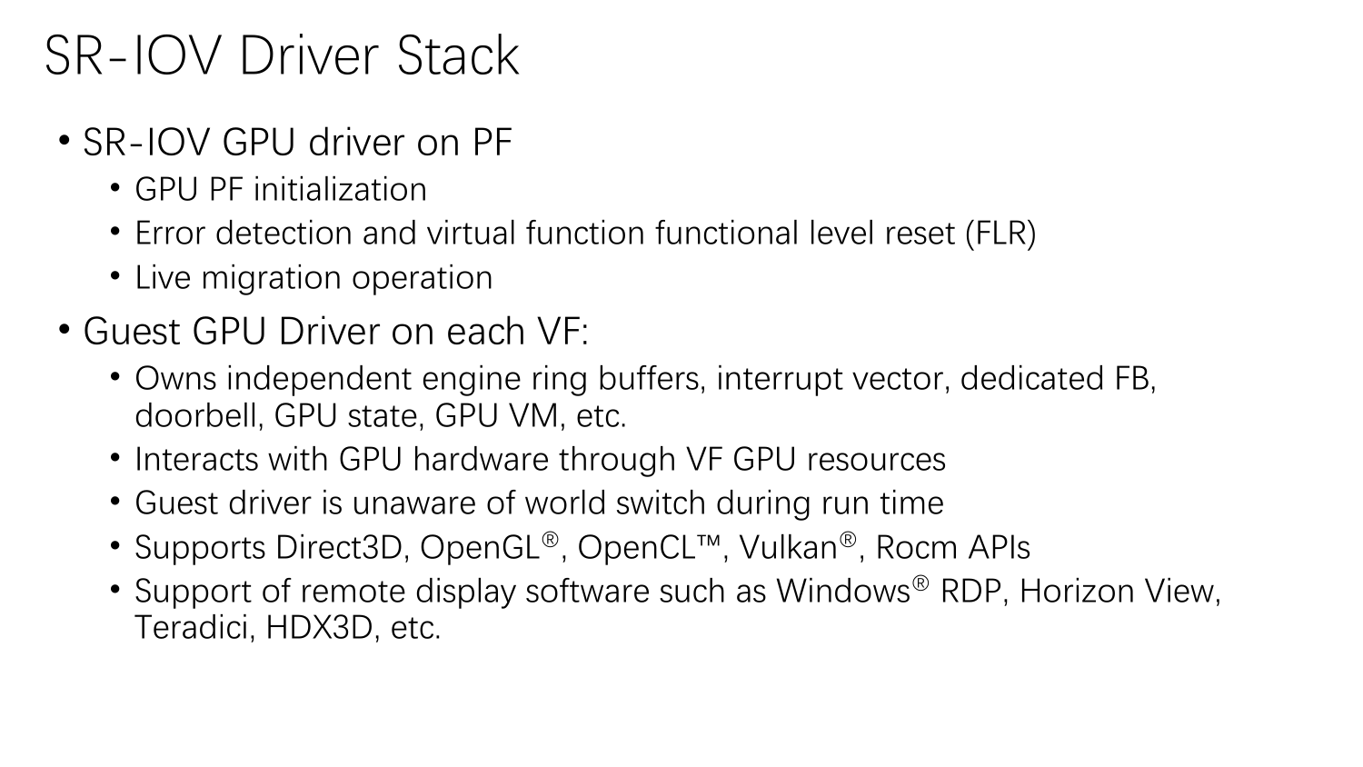# SR-IOV Driver Stack

- SR-IOV GPU driver on PF
  - GPU PF initialization
  - Error detection and virtual function functional level reset (FLR)
  - Live migration operation
- Guest GPU Driver on each VF:
  - Owns independent engine ring buffers, interrupt vector, dedicated FB, doorbell, GPU state, GPU VM, etc.
  - Interacts with GPU hardware through VF GPU resources
  - Guest driver is unaware of world switch during run time
  - Supports Direct3D, OpenGL®, OpenCL™, Vulkan®, Rocm APIs
  - Support of remote display software such as Windows® RDP, Horizon View, Teradici, HDX3D, etc.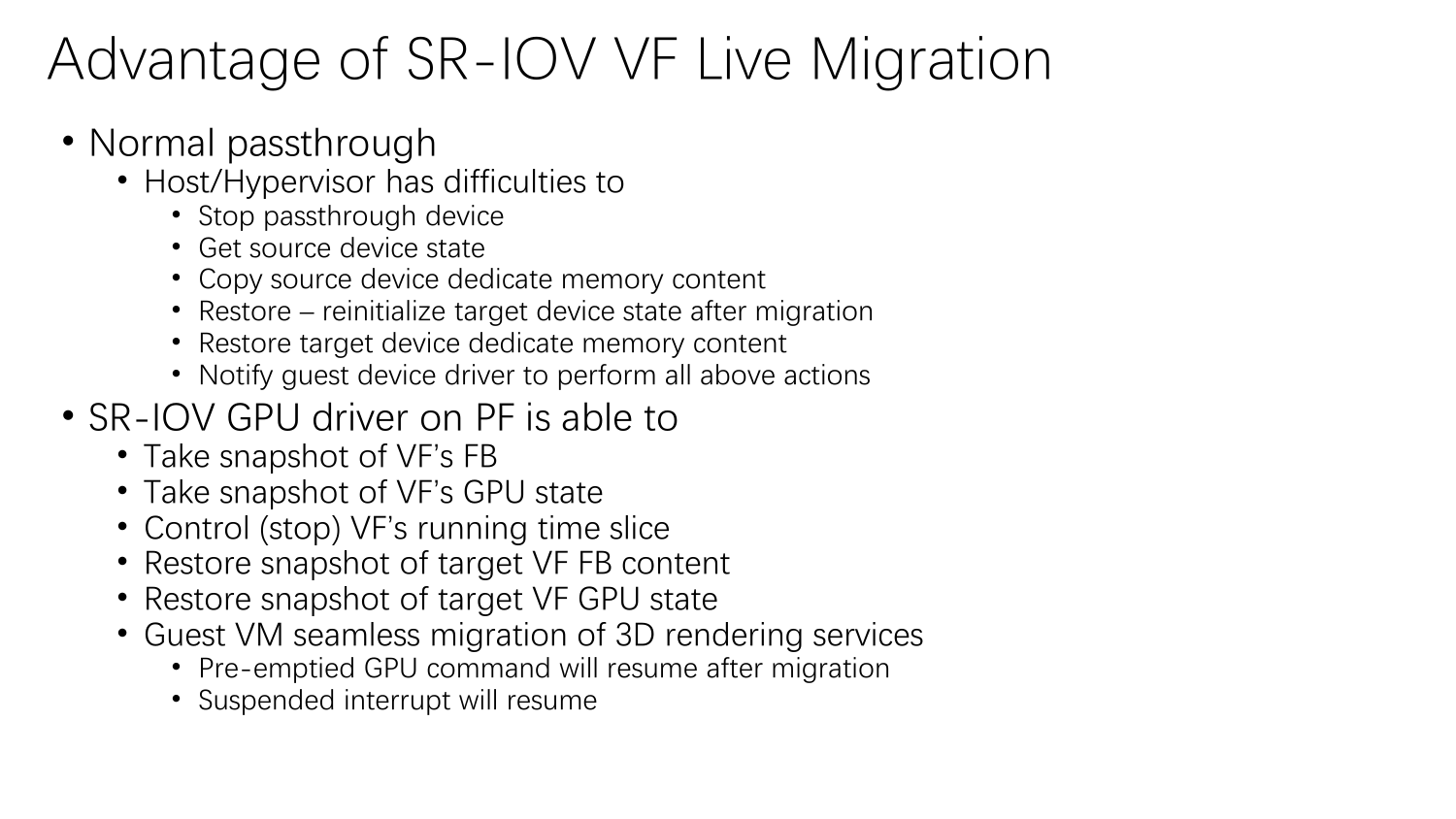# Advantage of SR-IOV VF Live Migration

- Normal passthrough
  - Host/Hypervisor has difficulties to
    - Stop passthrough device
    - Get source device state
    - Copy source device dedicate memory content
    - Restore – reinitialize target device state after migration
    - Restore target device dedicate memory content
    - Notify guest device driver to perform all above actions
- SR-IOV GPU driver on PF is able to
  - Take snapshot of VF's FB
  - Take snapshot of VF's GPU state
  - Control (stop) VF's running time slice
  - Restore snapshot of target VF FB content
  - Restore snapshot of target VF GPU state
  - Guest VM seamless migration of 3D rendering services
    - Pre-emptied GPU command will resume after migration
    - Suspended interrupt will resume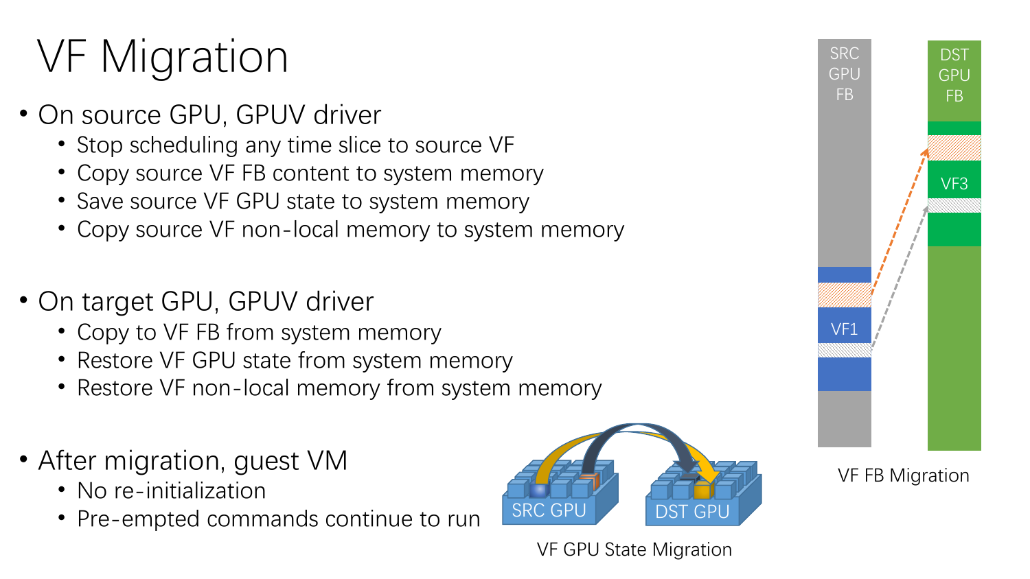# VF Migration

- On source GPU, GPUV driver
  - Stop scheduling any time slice to source VF
  - Copy source VF FB content to system memory
  - Save source VF GPU state to system memory
  - Copy source VF non-local memory to system memory

- On target GPU, GPUV driver
  - Copy to VF FB from system memory
  - Restore VF GPU state from system memory
  - Restore VF non-local memory from system memory

- After migration, guest VM
  - No re-initialization
  - Pre-empted commands continue to run

SRC GPU FB

VF1

DST GPU FB

VF3

VF FB Migration

SRC GPU

DST GPU

VF GPU State Migration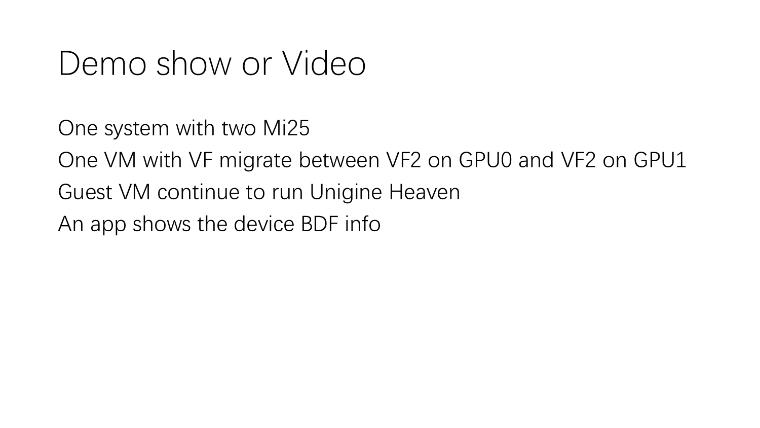# Demo show or Video

One system with two Mi25

One VM with VF migrate between VF2 on GPU0 and VF2 on GPU1

Guest VM continue to run Unigine Heaven

An app shows the device BDF info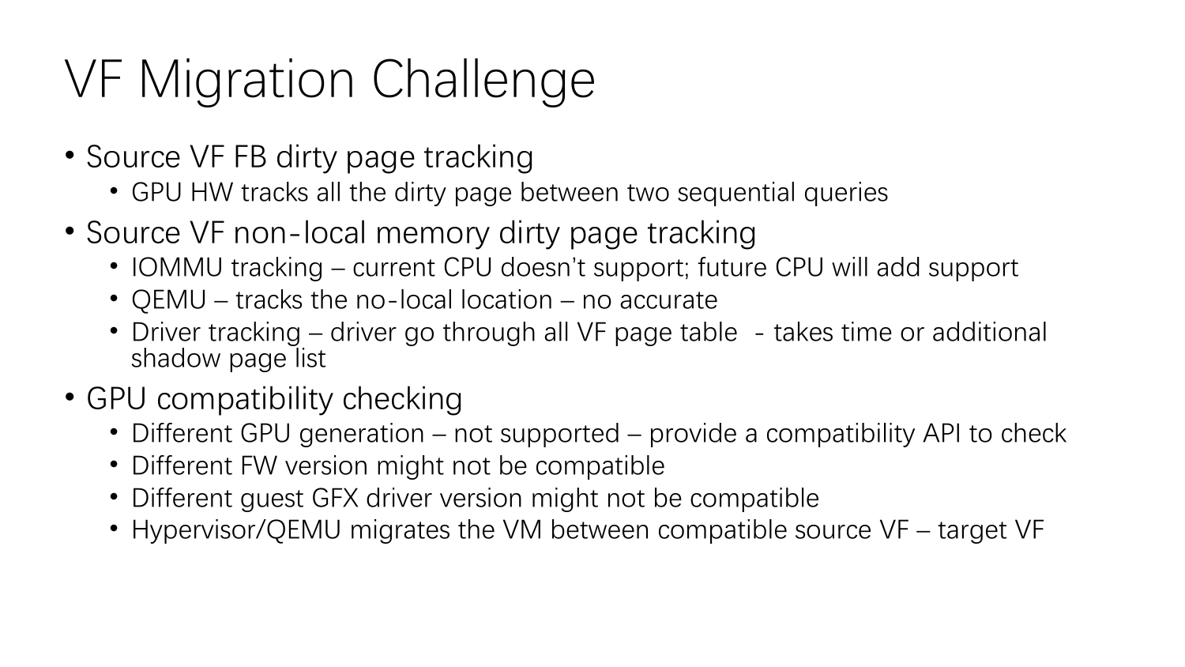# VF Migration Challenge

- Source VF FB dirty page tracking
  - GPU HW tracks all the dirty page between two sequential queries
- Source VF non-local memory dirty page tracking
  - IOMMU tracking – current CPU doesn't support; future CPU will add support
  - QEMU – tracks the no-local location – no accurate
  - Driver tracking – driver go through all VF page table - takes time or additional shadow page list
- GPU compatibility checking
  - Different GPU generation – not supported – provide a compatibility API to check
  - Different FW version might not be compatible
  - Different guest GFX driver version might not be compatible
  - Hypervisor/QEMU migrates the VM between compatible source VF – target VF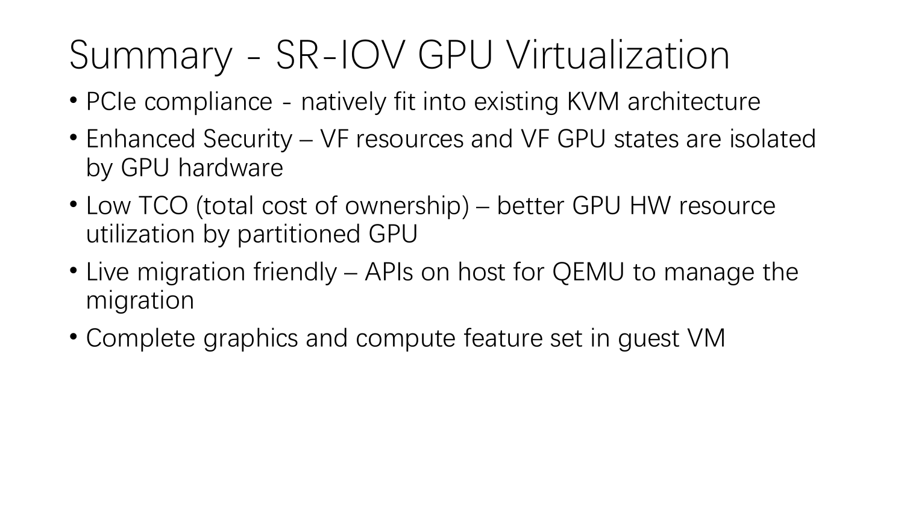# Summary - SR-IOV GPU Virtualization

- PCIe compliance - natively fit into existing KVM architecture
- Enhanced Security – VF resources and VF GPU states are isolated by GPU hardware
- Low TCO (total cost of ownership) – better GPU HW resource utilization by partitioned GPU
- Live migration friendly – APIs on host for QEMU to manage the migration
- Complete graphics and compute feature set in guest VM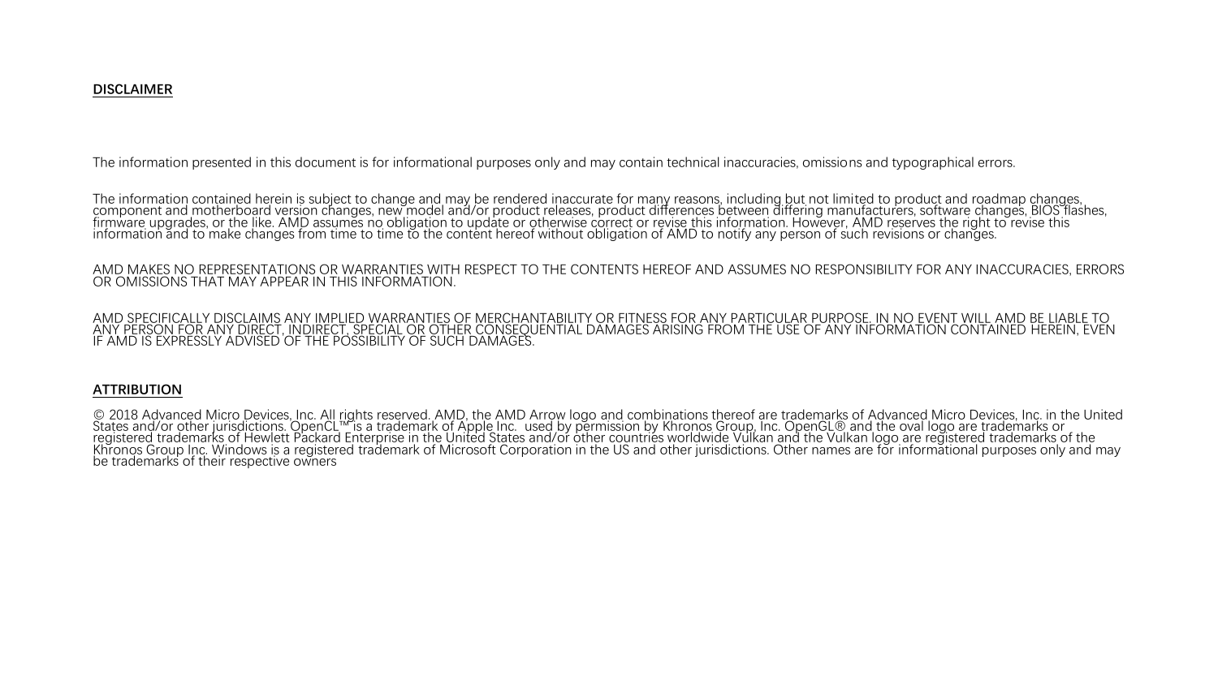**DISCLAIMER**

The information presented in this document is for informational purposes only and may contain technical inaccuracies, omissions and typographical errors.

The information contained herein is subject to change and may be rendered inaccurate for many reasons, including but not limited to product and roadmap changes, component and motherboard version changes, new model and/or product releases, product differences between differing manufacturers, software changes, BIOS flashes, firmware upgrades, or the like. AMD assumes no obligation to update or otherwise correct or revise this information. However, AMD reserves the right to revise this information and to make changes from time to time to the content hereof without obligation of AMD to notify any person of such revisions or changes.

AMD MAKES NO REPRESENTATIONS OR WARRANTIES WITH RESPECT TO THE CONTENTS HEREOF AND ASSUMES NO RESPONSIBILITY FOR ANY INACCURACIES, ERRORS OR OMISSIONS THAT MAY APPEAR IN THIS INFORMATION.

AMD SPECIFICALLY DISCLAIMS ANY IMPLIED WARRANTIES OF MERCHANTABILITY OR FITNESS FOR ANY PARTICULAR PURPOSE. IN NO EVENT WILL AMD BE LIABLE TO ANY PERSON FOR ANY DIRECT, INDIRECT, SPECIAL OR OTHER CONSEQUENTIAL DAMAGES ARISING FROM THE USE OF ANY INFORMATION CONTAINED HEREIN, EVEN IF AMD IS EXPRESSLY ADVISED OF THE POSSIBILITY OF SUCH DAMAGES.

**ATTRIBUTION**

© 2018 Advanced Micro Devices, Inc. All rights reserved. AMD, the AMD Arrow logo and combinations thereof are trademarks of Advanced Micro Devices, Inc. in the United States and/or other jurisdictions. OpenCL™ is a trademark of Apple Inc. used by permission by Khronos Group, Inc. OpenGL® and the oval logo are trademarks or registered trademarks of Hewlett Packard Enterprise in the United States and/or other countries worldwide Vulkan and the Vulkan logo are registered trademarks of the Khronos Group Inc. Windows is a registered trademark of Microsoft Corporation in the US and other jurisdictions. Other names are for informational purposes only and may be trademarks of their respective owners